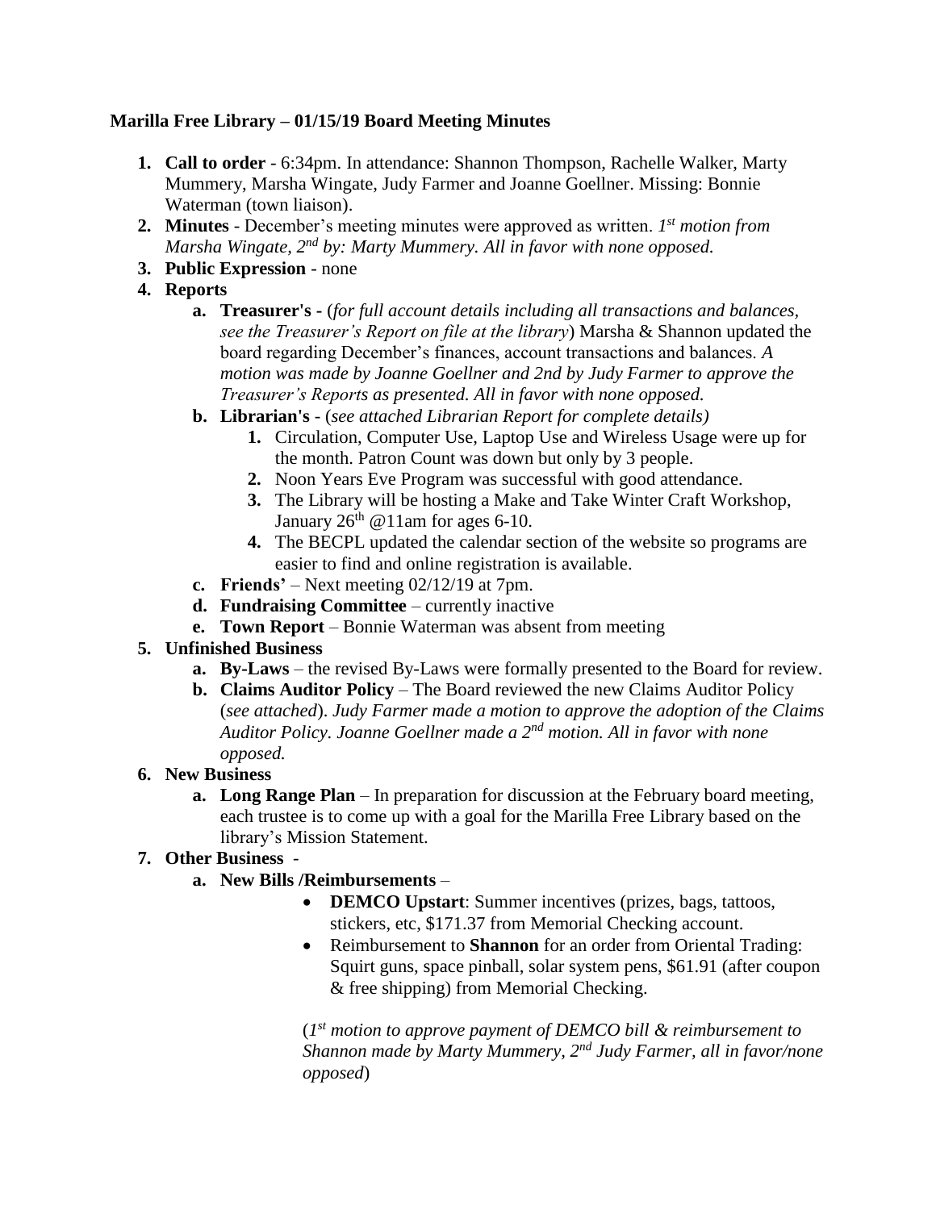**Marilla Free Library – 01/15/19 Board Meeting Minutes**

1. **Call to order** - 6:34pm. In attendance: Shannon Thompson, Rachelle Walker, Marty Mummery, Marsha Wingate, Judy Farmer and Joanne Goellner. Missing: Bonnie Waterman (town liaison).
2. **Minutes** - December's meeting minutes were approved as written. *1st motion from Marsha Wingate, 2nd by: Marty Mummery. All in favor with none opposed.*
3. **Public Expression** - none
4. **Reports**
   a. **Treasurer's** - (*for full account details including all transactions and balances, see the Treasurer's Report on file at the library*) Marsha & Shannon updated the board regarding December's finances, account transactions and balances. *A motion was made by Joanne Goellner and 2nd by Judy Farmer to approve the Treasurer's Reports as presented. All in favor with none opposed.*
   b. **Librarian's** - (*see attached Librarian Report for complete details)*
      1. Circulation, Computer Use, Laptop Use and Wireless Usage were up for the month. Patron Count was down but only by 3 people.
      2. Noon Years Eve Program was successful with good attendance.
      3. The Library will be hosting a Make and Take Winter Craft Workshop, January 26th @11am for ages 6-10.
      4. The BECPL updated the calendar section of the website so programs are easier to find and online registration is available.
   c. **Friends'** – Next meeting 02/12/19 at 7pm.
   d. **Fundraising Committee** – currently inactive
   e. **Town Report** – Bonnie Waterman was absent from meeting
5. **Unfinished Business**
   a. **By-Laws** – the revised By-Laws were formally presented to the Board for review.
   b. **Claims Auditor Policy** – The Board reviewed the new Claims Auditor Policy (*see attached*). *Judy Farmer made a motion to approve the adoption of the Claims Auditor Policy. Joanne Goellner made a 2nd motion. All in favor with none opposed.*
6. **New Business**
   a. **Long Range Plan** – In preparation for discussion at the February board meeting, each trustee is to come up with a goal for the Marilla Free Library based on the library's Mission Statement.
7. **Other Business** -
   a. **New Bills /Reimbursements** –
      - **DEMCO Upstart**: Summer incentives (prizes, bags, tattoos, stickers, etc, $171.37 from Memorial Checking account.
      - Reimbursement to **Shannon** for an order from Oriental Trading: Squirt guns, space pinball, solar system pens, $61.91 (after coupon & free shipping) from Memorial Checking.

      (*1st motion to approve payment of DEMCO bill & reimbursement to Shannon made by Marty Mummery, 2nd Judy Farmer, all in favor/none opposed*)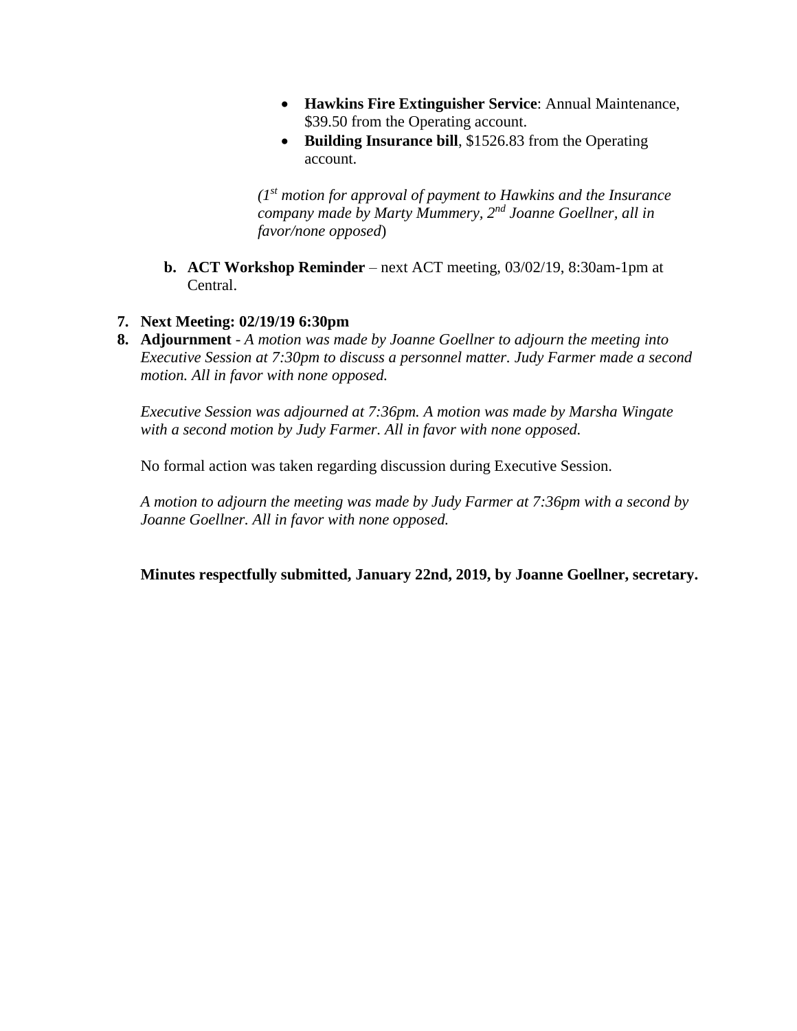- **Hawkins Fire Extinguisher Service**: Annual Maintenance, \$39.50 from the Operating account.
- **Building Insurance bill**, \$1526.83 from the Operating account.

*(1st motion for approval of payment to Hawkins and the Insurance company made by Marty Mummery, 2nd Joanne Goellner, all in favor/none opposed*)

**b. ACT Workshop Reminder** – next ACT meeting, 03/02/19, 8:30am-1pm at Central.

7. **Next Meeting: 02/19/19 6:30pm**
8. **Adjournment** - *A motion was made by Joanne Goellner to adjourn the meeting into Executive Session at 7:30pm to discuss a personnel matter. Judy Farmer made a second motion. All in favor with none opposed.*

   *Executive Session was adjourned at 7:36pm. A motion was made by Marsha Wingate with a second motion by Judy Farmer. All in favor with none opposed.*

   No formal action was taken regarding discussion during Executive Session.

   *A motion to adjourn the meeting was made by Judy Farmer at 7:36pm with a second by Joanne Goellner. All in favor with none opposed.*

**Minutes respectfully submitted, January 22nd, 2019, by Joanne Goellner, secretary.**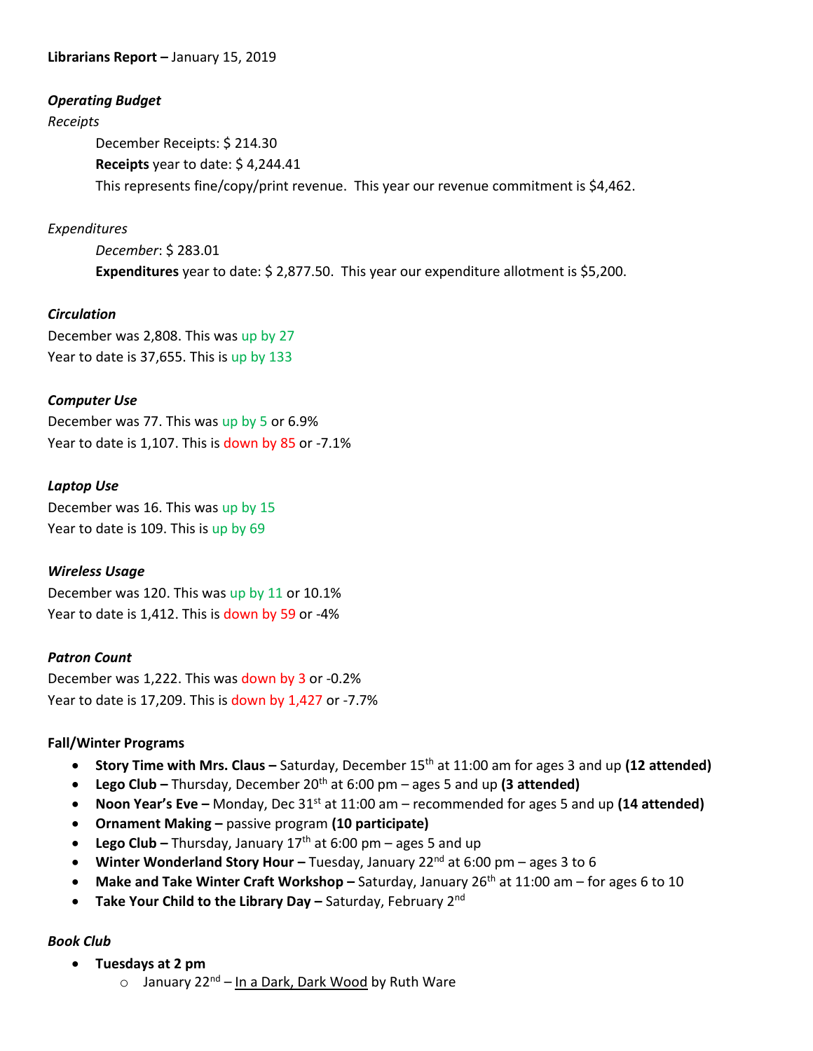**Librarians Report –** January 15, 2019

***Operating Budget***

*Receipts*

December Receipts: $ 214.30

**Receipts** year to date: $ 4,244.41

This represents fine/copy/print revenue. This year our revenue commitment is $4,462.

*Expenditures*

*December*: $ 283.01

**Expenditures** year to date: $ 2,877.50. This year our expenditure allotment is $5,200.

***Circulation***

December was 2,808. This was up by 27

Year to date is 37,655. This is up by 133

***Computer Use***

December was 77. This was up by 5 or 6.9%

Year to date is 1,107. This is down by 85 or -7.1%

***Laptop Use***

December was 16. This was up by 15

Year to date is 109. This is up by 69

***Wireless Usage***

December was 120. This was up by 11 or 10.1%

Year to date is 1,412. This is down by 59 or -4%

***Patron Count***

December was 1,222. This was down by 3 or -0.2%

Year to date is 17,209. This is down by 1,427 or -7.7%

**Fall/Winter Programs**

- **Story Time with Mrs. Claus –** Saturday, December 15th at 11:00 am for ages 3 and up **(12 attended)**
- **Lego Club –** Thursday, December 20th at 6:00 pm – ages 5 and up **(3 attended)**
- **Noon Year's Eve –** Monday, Dec 31st at 11:00 am – recommended for ages 5 and up **(14 attended)**
- **Ornament Making –** passive program **(10 participate)**
- **Lego Club –** Thursday, January 17th at 6:00 pm – ages 5 and up
- **Winter Wonderland Story Hour –** Tuesday, January 22nd at 6:00 pm – ages 3 to 6
- **Make and Take Winter Craft Workshop –** Saturday, January 26th at 11:00 am – for ages 6 to 10
- **Take Your Child to the Library Day –** Saturday, February 2nd

***Book Club***

- **Tuesdays at 2 pm**
  - January 22nd – In a Dark, Dark Wood by Ruth Ware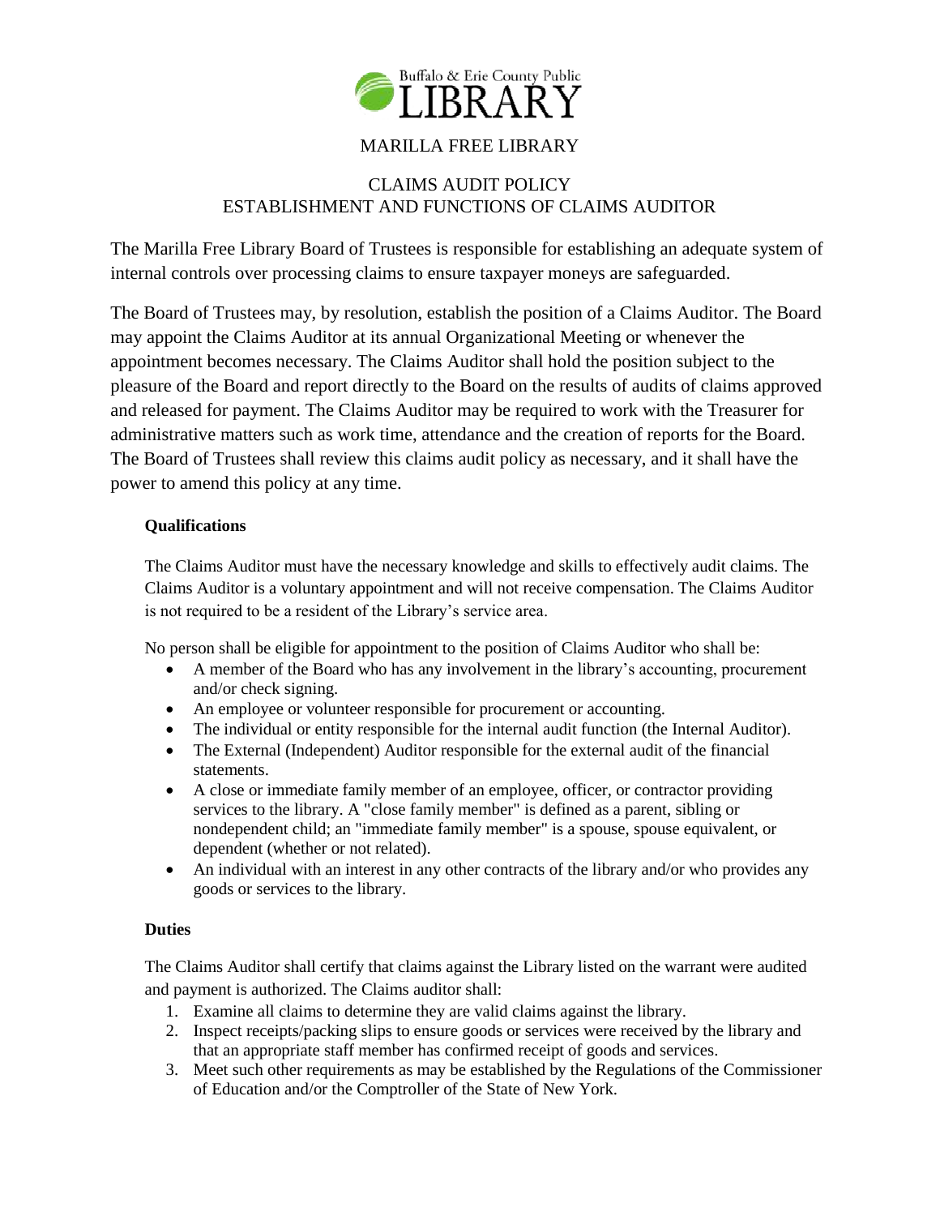MARILLA FREE LIBRARY

CLAIMS AUDIT POLICY
ESTABLISHMENT AND FUNCTIONS OF CLAIMS AUDITOR

The Marilla Free Library Board of Trustees is responsible for establishing an adequate system of internal controls over processing claims to ensure taxpayer moneys are safeguarded.

The Board of Trustees may, by resolution, establish the position of a Claims Auditor. The Board may appoint the Claims Auditor at its annual Organizational Meeting or whenever the appointment becomes necessary. The Claims Auditor shall hold the position subject to the pleasure of the Board and report directly to the Board on the results of audits of claims approved and released for payment. The Claims Auditor may be required to work with the Treasurer for administrative matters such as work time, attendance and the creation of reports for the Board. The Board of Trustees shall review this claims audit policy as necessary, and it shall have the power to amend this policy at any time.

**Qualifications**

The Claims Auditor must have the necessary knowledge and skills to effectively audit claims. The Claims Auditor is a voluntary appointment and will not receive compensation. The Claims Auditor is not required to be a resident of the Library's service area.

No person shall be eligible for appointment to the position of Claims Auditor who shall be:

- A member of the Board who has any involvement in the library's accounting, procurement and/or check signing.
- An employee or volunteer responsible for procurement or accounting.
- The individual or entity responsible for the internal audit function (the Internal Auditor).
- The External (Independent) Auditor responsible for the external audit of the financial statements.
- A close or immediate family member of an employee, officer, or contractor providing services to the library. A "close family member" is defined as a parent, sibling or nondependent child; an "immediate family member" is a spouse, spouse equivalent, or dependent (whether or not related).
- An individual with an interest in any other contracts of the library and/or who provides any goods or services to the library.

**Duties**

The Claims Auditor shall certify that claims against the Library listed on the warrant were audited and payment is authorized. The Claims auditor shall:

1. Examine all claims to determine they are valid claims against the library.
2. Inspect receipts/packing slips to ensure goods or services were received by the library and that an appropriate staff member has confirmed receipt of goods and services.
3. Meet such other requirements as may be established by the Regulations of the Commissioner of Education and/or the Comptroller of the State of New York.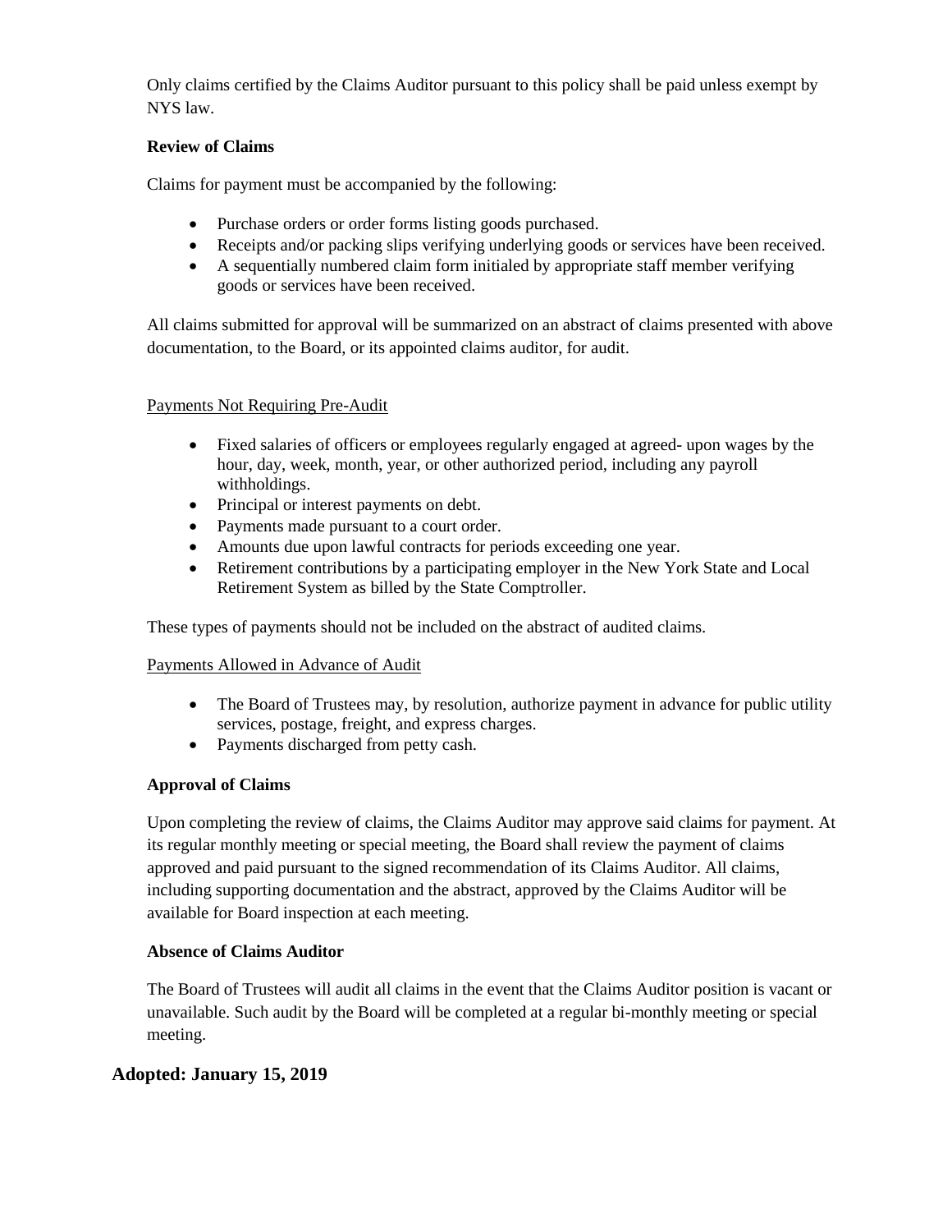Only claims certified by the Claims Auditor pursuant to this policy shall be paid unless exempt by NYS law.

**Review of Claims**

Claims for payment must be accompanied by the following:

- Purchase orders or order forms listing goods purchased.
- Receipts and/or packing slips verifying underlying goods or services have been received.
- A sequentially numbered claim form initialed by appropriate staff member verifying goods or services have been received.

All claims submitted for approval will be summarized on an abstract of claims presented with above documentation, to the Board, or its appointed claims auditor, for audit.

Payments Not Requiring Pre-Audit

- Fixed salaries of officers or employees regularly engaged at agreed- upon wages by the hour, day, week, month, year, or other authorized period, including any payroll withholdings.
- Principal or interest payments on debt.
- Payments made pursuant to a court order.
- Amounts due upon lawful contracts for periods exceeding one year.
- Retirement contributions by a participating employer in the New York State and Local Retirement System as billed by the State Comptroller.

These types of payments should not be included on the abstract of audited claims.

Payments Allowed in Advance of Audit

- The Board of Trustees may, by resolution, authorize payment in advance for public utility services, postage, freight, and express charges.
- Payments discharged from petty cash.

**Approval of Claims**

Upon completing the review of claims, the Claims Auditor may approve said claims for payment. At its regular monthly meeting or special meeting, the Board shall review the payment of claims approved and paid pursuant to the signed recommendation of its Claims Auditor. All claims, including supporting documentation and the abstract, approved by the Claims Auditor will be available for Board inspection at each meeting.

**Absence of Claims Auditor**

The Board of Trustees will audit all claims in the event that the Claims Auditor position is vacant or unavailable. Such audit by the Board will be completed at a regular bi-monthly meeting or special meeting.

**Adopted: January 15, 2019**